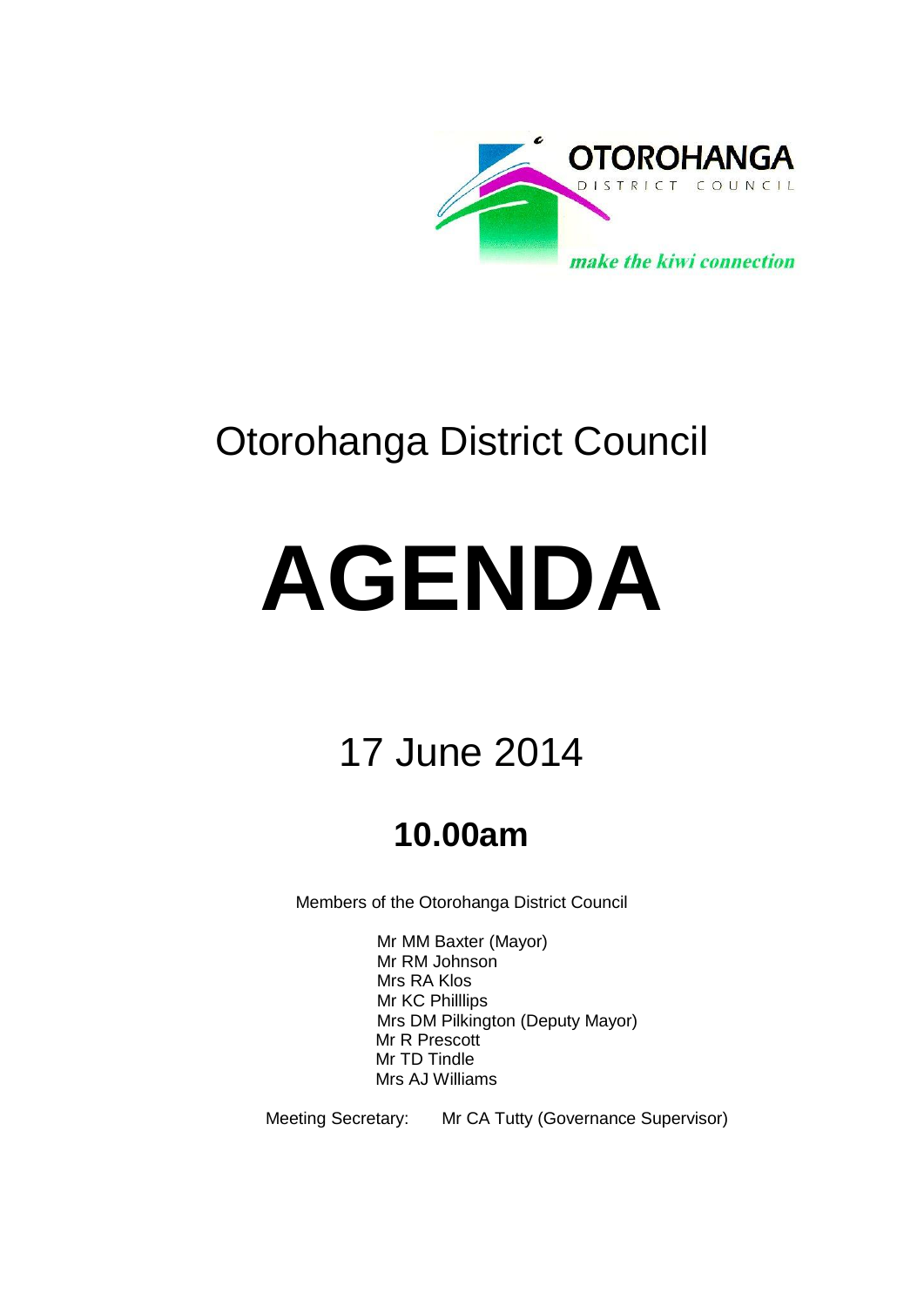OTOROHANGA
DISTRICT COUNCIL

*make the kiwi connection*

# Otorohanga District Council

# AGENDA

## 17 June 2014

### 10.00am

Members of the Otorohanga District Council

Mr MM Baxter (Mayor)
Mr RM Johnson
Mrs RA Klos
Mr KC Philllips
Mrs DM Pilkington (Deputy Mayor)
Mr R Prescott
Mr TD Tindle
Mrs AJ Williams

Meeting Secretary: Mr CA Tutty (Governance Supervisor)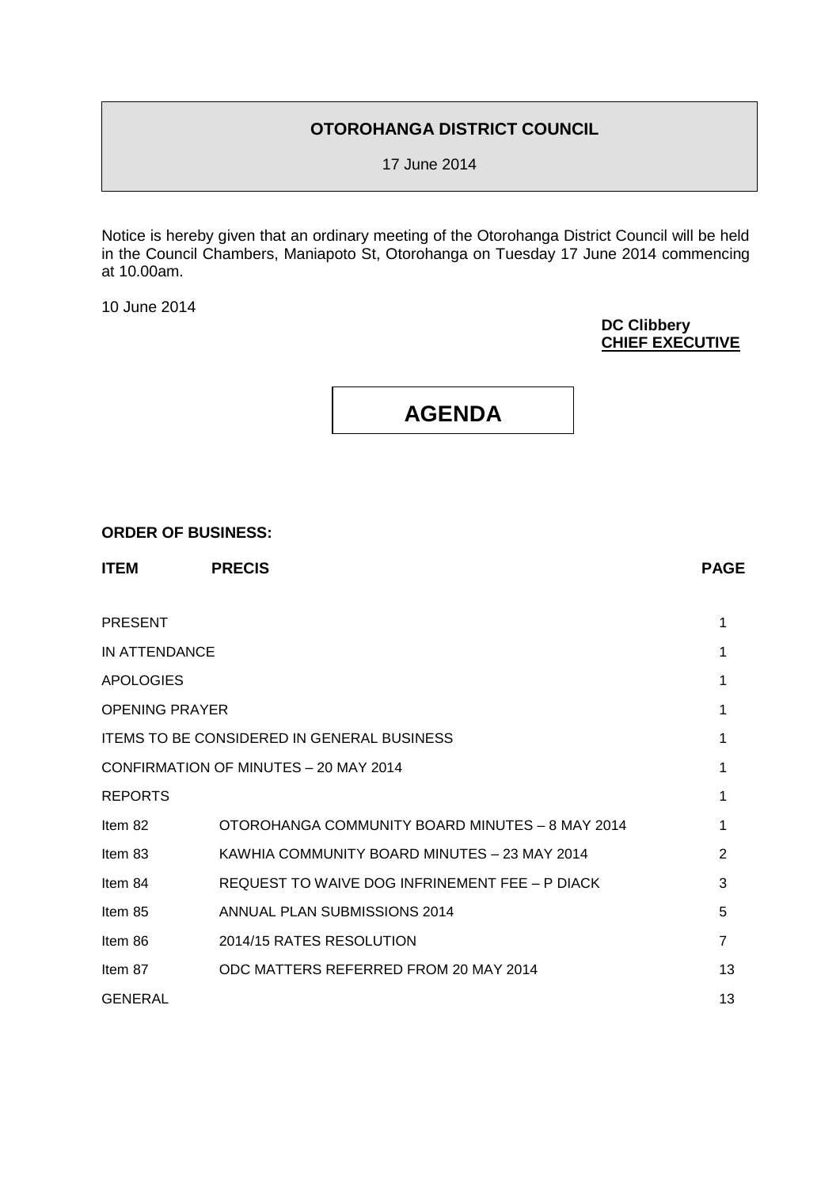# OTOROHANGA DISTRICT COUNCIL

17 June 2014

Notice is hereby given that an ordinary meeting of the Otorohanga District Council will be held in the Council Chambers, Maniapoto St, Otorohanga on Tuesday 17 June 2014 commencing at 10.00am.

10 June 2014

**DC Clibbery**
**CHIEF EXECUTIVE**

# AGENDA

**ORDER OF BUSINESS:**

| **ITEM** | **PRECIS** | **PAGE** |
|---|---|---|
| PRESENT | | 1 |
| IN ATTENDANCE | | 1 |
| APOLOGIES | | 1 |
| OPENING PRAYER | | 1 |
| ITEMS TO BE CONSIDERED IN GENERAL BUSINESS | | 1 |
| CONFIRMATION OF MINUTES – 20 MAY 2014 | | 1 |
| REPORTS | | 1 |
| Item 82 | OTOROHANGA COMMUNITY BOARD MINUTES – 8 MAY 2014 | 1 |
| Item 83 | KAWHIA COMMUNITY BOARD MINUTES – 23 MAY 2014 | 2 |
| Item 84 | REQUEST TO WAIVE DOG INFRINEMENT FEE – P DIACK | 3 |
| Item 85 | ANNUAL PLAN SUBMISSIONS 2014 | 5 |
| Item 86 | 2014/15 RATES RESOLUTION | 7 |
| Item 87 | ODC MATTERS REFERRED FROM 20 MAY 2014 | 13 |
| GENERAL | | 13 |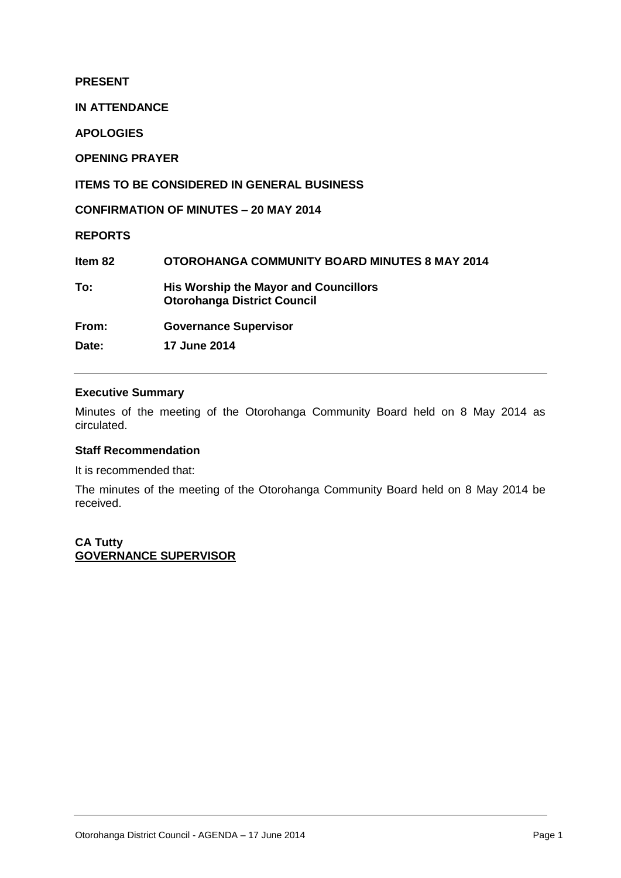**PRESENT**

**IN ATTENDANCE**

**APOLOGIES**

**OPENING PRAYER**

**ITEMS TO BE CONSIDERED IN GENERAL BUSINESS**

**CONFIRMATION OF MINUTES – 20 MAY 2014**

**REPORTS**

| | |
|---|---|
| **Item 82** | **OTOROHANGA COMMUNITY BOARD MINUTES 8 MAY 2014** |
| **To:** | **His Worship the Mayor and Councillors**<br>**Otorohanga District Council** |
| **From:** | **Governance Supervisor** |
| **Date:** | **17 June 2014** |

---

### Executive Summary

Minutes of the meeting of the Otorohanga Community Board held on 8 May 2014 as circulated.

### Staff Recommendation

It is recommended that:

The minutes of the meeting of the Otorohanga Community Board held on 8 May 2014 be received.

**CA Tutty**
**GOVERNANCE SUPERVISOR**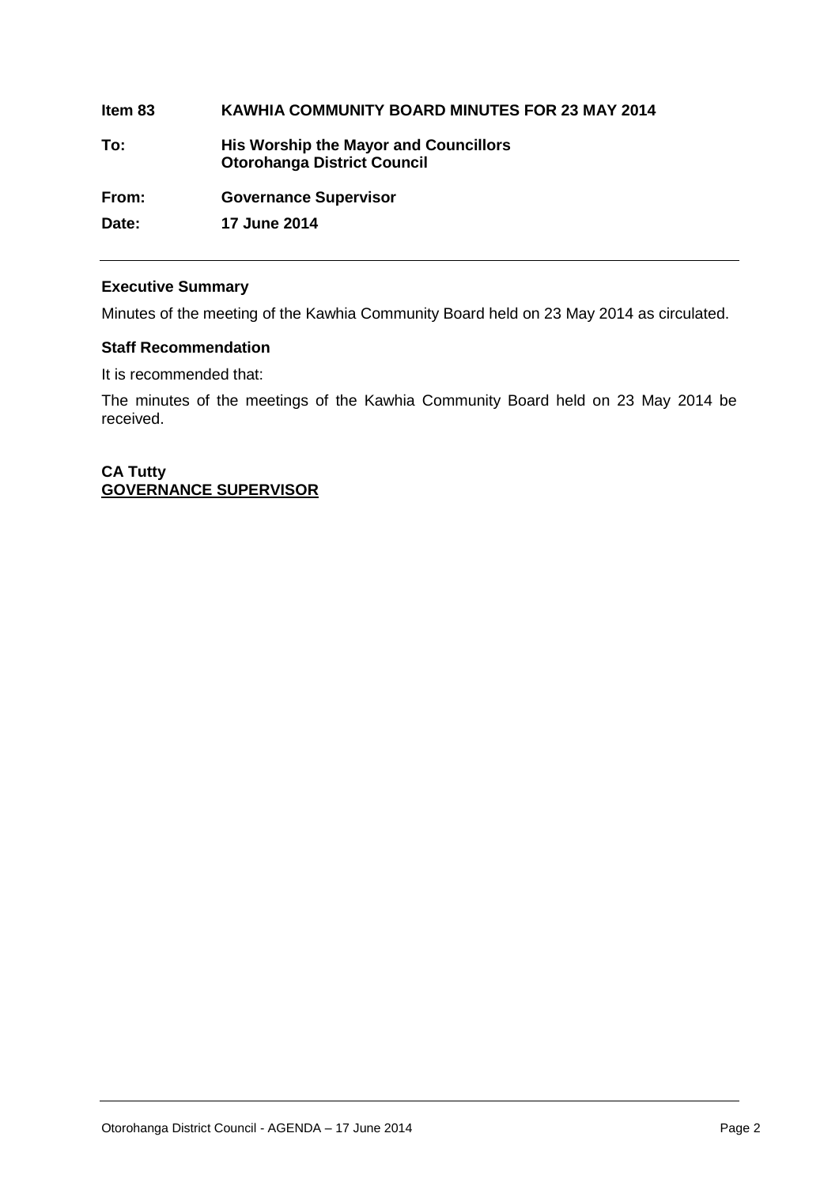**Item 83** **KAWHIA COMMUNITY BOARD MINUTES FOR 23 MAY 2014**

**To:** **His Worship the Mayor and Councillors**
**Otorohanga District Council**

**From:** **Governance Supervisor**

**Date:** **17 June 2014**

---

### Executive Summary

Minutes of the meeting of the Kawhia Community Board held on 23 May 2014 as circulated.

### Staff Recommendation

It is recommended that:

The minutes of the meetings of the Kawhia Community Board held on 23 May 2014 be received.

**CA Tutty**
**GOVERNANCE SUPERVISOR**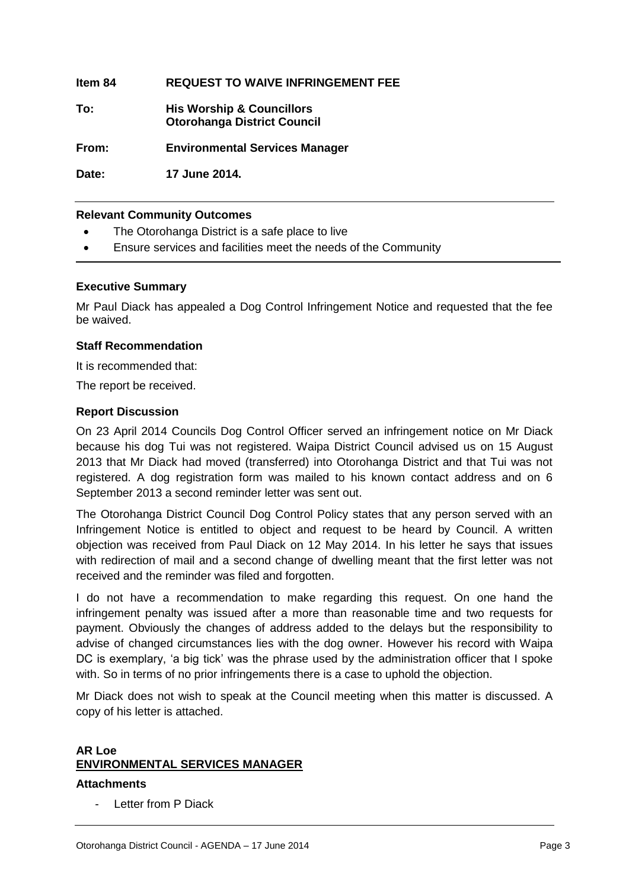**Item 84 REQUEST TO WAIVE INFRINGEMENT FEE**

**To: His Worship & Councillors**
**Otorohanga District Council**

**From: Environmental Services Manager**

**Date: 17 June 2014.**

**Relevant Community Outcomes**

- The Otorohanga District is a safe place to live
- Ensure services and facilities meet the needs of the Community

**Executive Summary**

Mr Paul Diack has appealed a Dog Control Infringement Notice and requested that the fee be waived.

**Staff Recommendation**

It is recommended that:

The report be received.

**Report Discussion**

On 23 April 2014 Councils Dog Control Officer served an infringement notice on Mr Diack because his dog Tui was not registered. Waipa District Council advised us on 15 August 2013 that Mr Diack had moved (transferred) into Otorohanga District and that Tui was not registered. A dog registration form was mailed to his known contact address and on 6 September 2013 a second reminder letter was sent out.

The Otorohanga District Council Dog Control Policy states that any person served with an Infringement Notice is entitled to object and request to be heard by Council. A written objection was received from Paul Diack on 12 May 2014. In his letter he says that issues with redirection of mail and a second change of dwelling meant that the first letter was not received and the reminder was filed and forgotten.

I do not have a recommendation to make regarding this request. On one hand the infringement penalty was issued after a more than reasonable time and two requests for payment. Obviously the changes of address added to the delays but the responsibility to advise of changed circumstances lies with the dog owner. However his record with Waipa DC is exemplary, 'a big tick' was the phrase used by the administration officer that I spoke with. So in terms of no prior infringements there is a case to uphold the objection.

Mr Diack does not wish to speak at the Council meeting when this matter is discussed. A copy of his letter is attached.

**AR Loe**
**ENVIRONMENTAL SERVICES MANAGER**

**Attachments**

- Letter from P Diack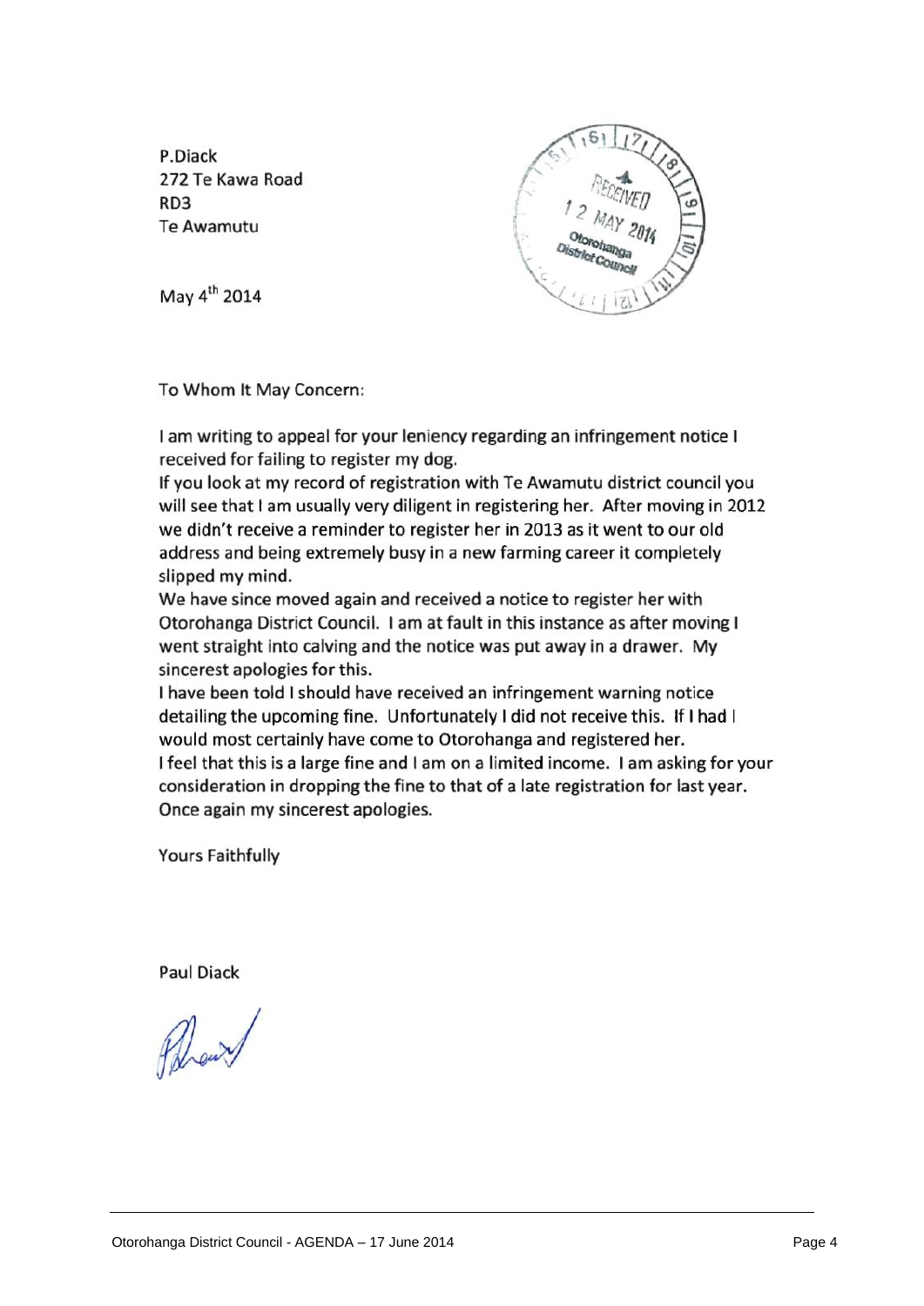P.Diack
272 Te Kawa Road
RD3
Te Awamutu

RECEIVED
12 MAY 2014
Otorohanga District Council

May 4th 2014

To Whom It May Concern:

I am writing to appeal for your leniency regarding an infringement notice I received for failing to register my dog.

If you look at my record of registration with Te Awamutu district council you will see that I am usually very diligent in registering her. After moving in 2012 we didn't receive a reminder to register her in 2013 as it went to our old address and being extremely busy in a new farming career it completely slipped my mind.

We have since moved again and received a notice to register her with Otorohanga District Council. I am at fault in this instance as after moving I went straight into calving and the notice was put away in a drawer. My sincerest apologies for this.

I have been told I should have received an infringement warning notice detailing the upcoming fine. Unfortunately I did not receive this. If I had I would most certainly have come to Otorohanga and registered her.

I feel that this is a large fine and I am on a limited income. I am asking for your consideration in dropping the fine to that of a late registration for last year. Once again my sincerest apologies.

Yours Faithfully

Paul Diack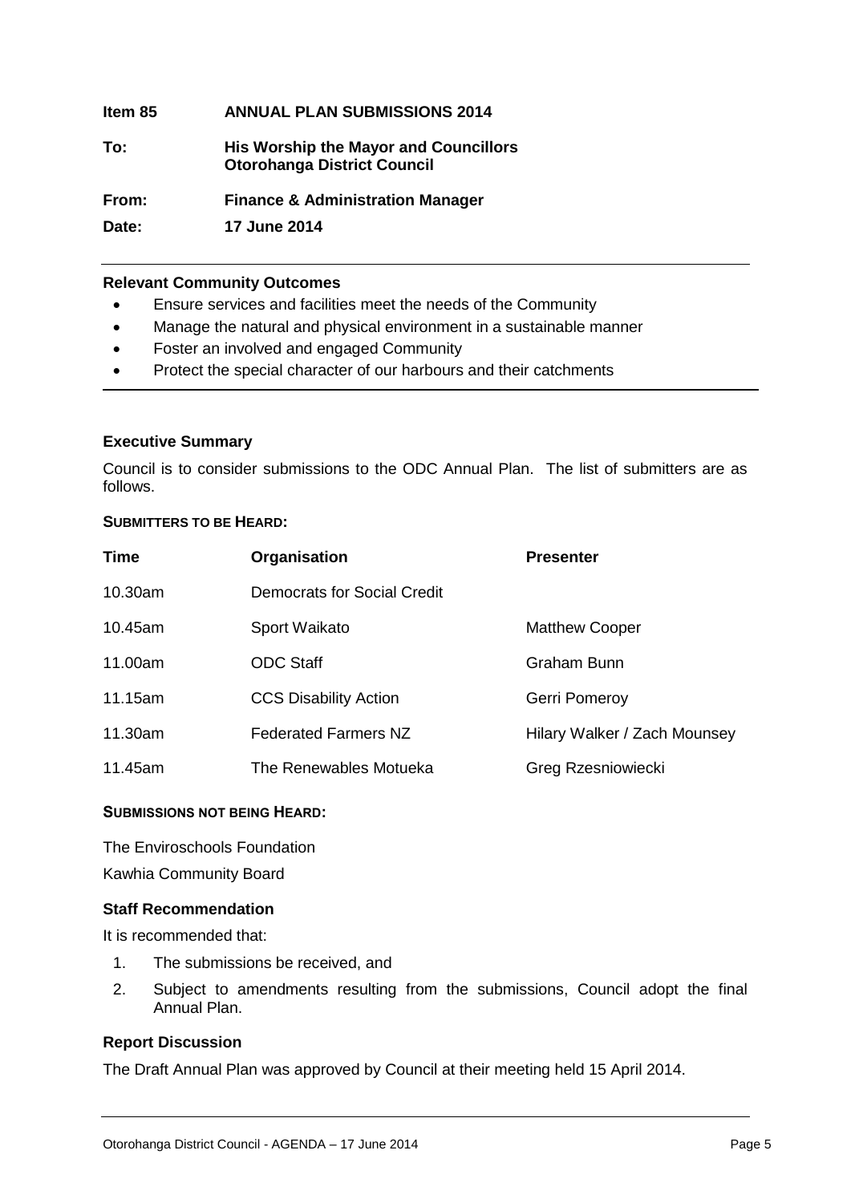| | |
|---|---|
| **Item 85** | **ANNUAL PLAN SUBMISSIONS 2014** |
| **To:** | **His Worship the Mayor and Councillors Otorohanga District Council** |
| **From:** | **Finance & Administration Manager** |
| **Date:** | **17 June 2014** |

**Relevant Community Outcomes**

- Ensure services and facilities meet the needs of the Community
- Manage the natural and physical environment in a sustainable manner
- Foster an involved and engaged Community
- Protect the special character of our harbours and their catchments

**Executive Summary**

Council is to consider submissions to the ODC Annual Plan. The list of submitters are as follows.

**SUBMITTERS TO BE HEARD:**

| Time | Organisation | Presenter |
|---|---|---|
| 10.30am | Democrats for Social Credit | |
| 10.45am | Sport Waikato | Matthew Cooper |
| 11.00am | ODC Staff | Graham Bunn |
| 11.15am | CCS Disability Action | Gerri Pomeroy |
| 11.30am | Federated Farmers NZ | Hilary Walker / Zach Mounsey |
| 11.45am | The Renewables Motueka | Greg Rzesniowiecki |

**SUBMISSIONS NOT BEING HEARD:**

The Enviroschools Foundation

Kawhia Community Board

**Staff Recommendation**

It is recommended that:

1. The submissions be received, and
2. Subject to amendments resulting from the submissions, Council adopt the final Annual Plan.

**Report Discussion**

The Draft Annual Plan was approved by Council at their meeting held 15 April 2014.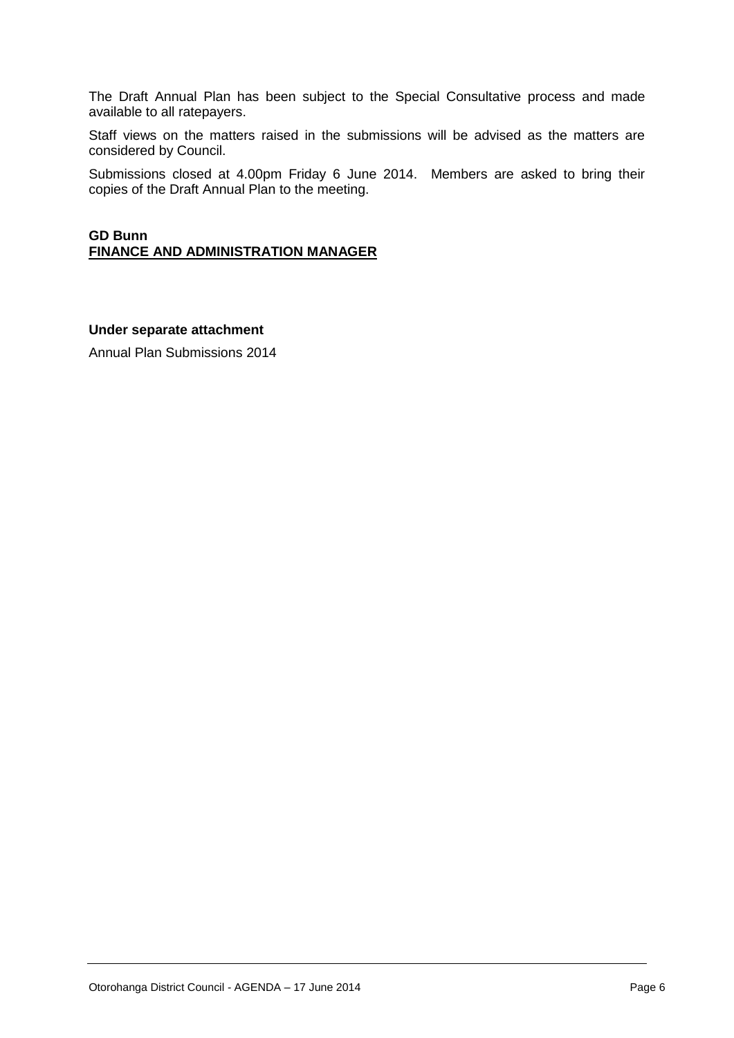The Draft Annual Plan has been subject to the Special Consultative process and made available to all ratepayers.

Staff views on the matters raised in the submissions will be advised as the matters are considered by Council.

Submissions closed at 4.00pm Friday 6 June 2014. Members are asked to bring their copies of the Draft Annual Plan to the meeting.

**GD Bunn**
**FINANCE AND ADMINISTRATION MANAGER**

**Under separate attachment**

Annual Plan Submissions 2014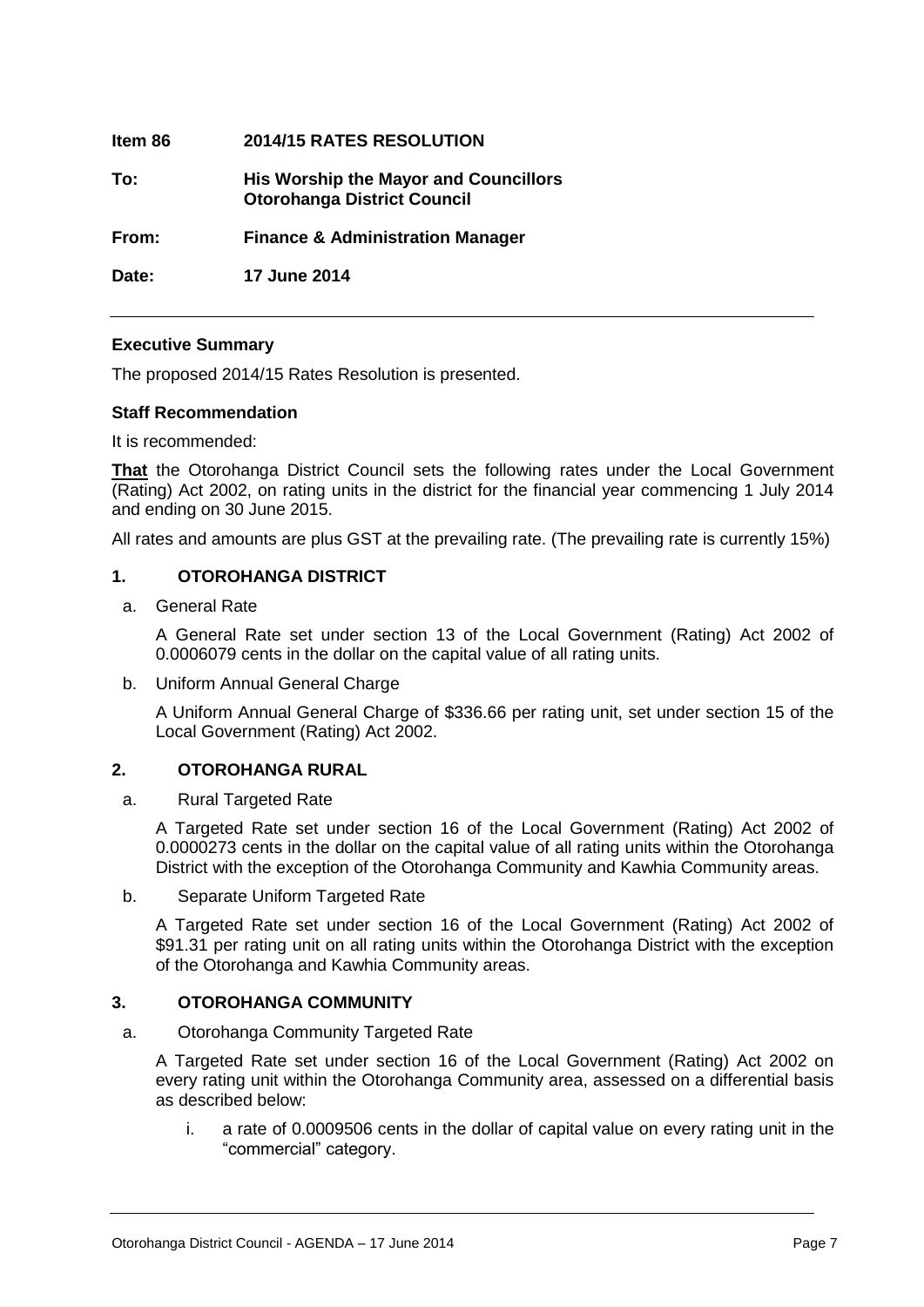| | |
|---|---|
| **Item 86** | **2014/15 RATES RESOLUTION** |
| **To:** | **His Worship the Mayor and Councillors Otorohanga District Council** |
| **From:** | **Finance & Administration Manager** |
| **Date:** | **17 June 2014** |

---

**Executive Summary**

The proposed 2014/15 Rates Resolution is presented.

**Staff Recommendation**

It is recommended:

**That** the Otorohanga District Council sets the following rates under the Local Government (Rating) Act 2002, on rating units in the district for the financial year commencing 1 July 2014 and ending on 30 June 2015.

All rates and amounts are plus GST at the prevailing rate. (The prevailing rate is currently 15%)

## 1. OTOROHANGA DISTRICT

a. General Rate

A General Rate set under section 13 of the Local Government (Rating) Act 2002 of 0.0006079 cents in the dollar on the capital value of all rating units.

b. Uniform Annual General Charge

A Uniform Annual General Charge of $336.66 per rating unit, set under section 15 of the Local Government (Rating) Act 2002.

## 2. OTOROHANGA RURAL

a. Rural Targeted Rate

A Targeted Rate set under section 16 of the Local Government (Rating) Act 2002 of 0.0000273 cents in the dollar on the capital value of all rating units within the Otorohanga District with the exception of the Otorohanga Community and Kawhia Community areas.

b. Separate Uniform Targeted Rate

A Targeted Rate set under section 16 of the Local Government (Rating) Act 2002 of $91.31 per rating unit on all rating units within the Otorohanga District with the exception of the Otorohanga and Kawhia Community areas.

## 3. OTOROHANGA COMMUNITY

a. Otorohanga Community Targeted Rate

A Targeted Rate set under section 16 of the Local Government (Rating) Act 2002 on every rating unit within the Otorohanga Community area, assessed on a differential basis as described below:

i. a rate of 0.0009506 cents in the dollar of capital value on every rating unit in the "commercial" category.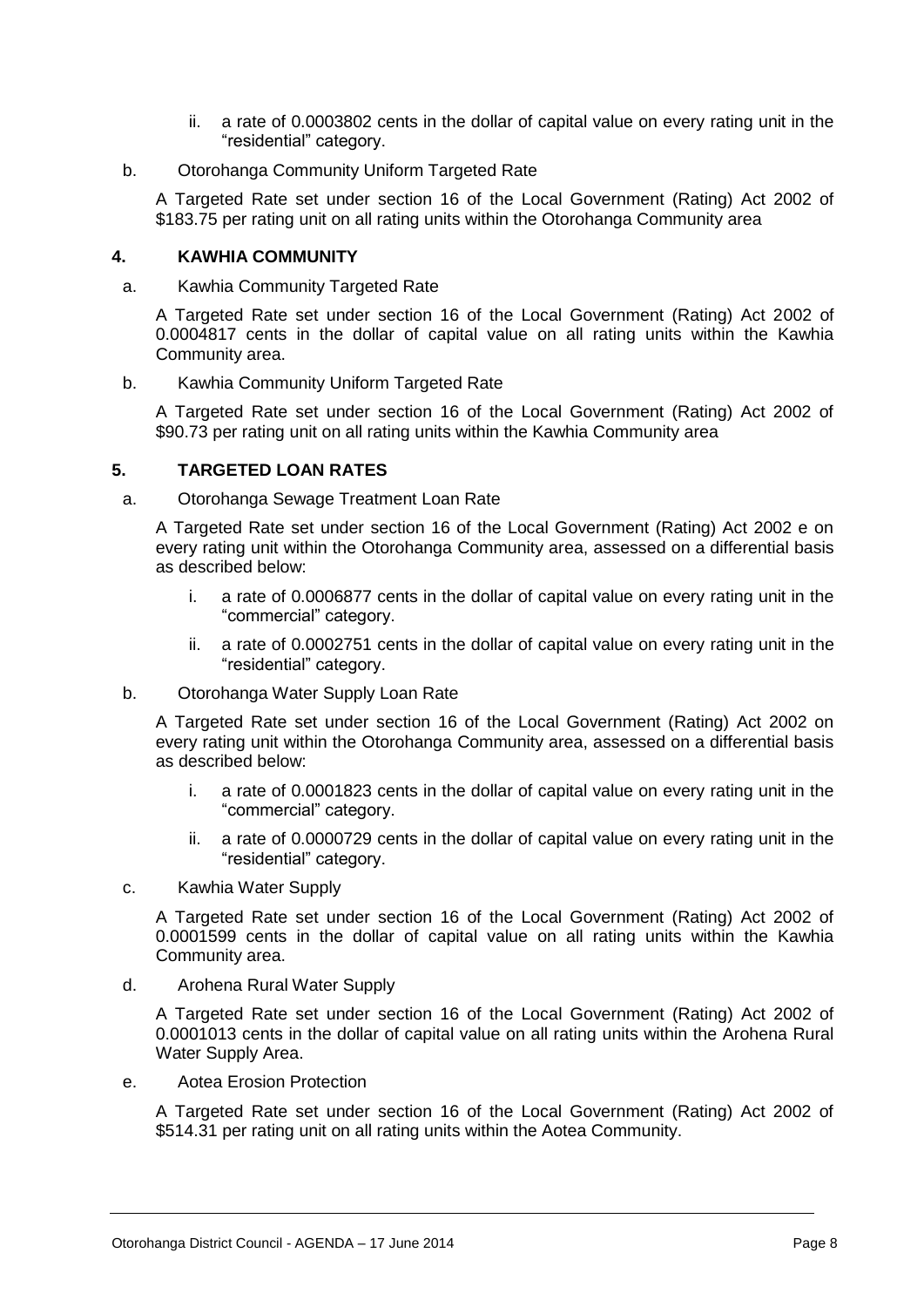ii. a rate of 0.0003802 cents in the dollar of capital value on every rating unit in the "residential" category.

b. Otorohanga Community Uniform Targeted Rate

A Targeted Rate set under section 16 of the Local Government (Rating) Act 2002 of $183.75 per rating unit on all rating units within the Otorohanga Community area

## 4. KAWHIA COMMUNITY

a. Kawhia Community Targeted Rate

A Targeted Rate set under section 16 of the Local Government (Rating) Act 2002 of 0.0004817 cents in the dollar of capital value on all rating units within the Kawhia Community area.

b. Kawhia Community Uniform Targeted Rate

A Targeted Rate set under section 16 of the Local Government (Rating) Act 2002 of $90.73 per rating unit on all rating units within the Kawhia Community area

## 5. TARGETED LOAN RATES

a. Otorohanga Sewage Treatment Loan Rate

A Targeted Rate set under section 16 of the Local Government (Rating) Act 2002 e on every rating unit within the Otorohanga Community area, assessed on a differential basis as described below:

i. a rate of 0.0006877 cents in the dollar of capital value on every rating unit in the "commercial" category.

ii. a rate of 0.0002751 cents in the dollar of capital value on every rating unit in the "residential" category.

b. Otorohanga Water Supply Loan Rate

A Targeted Rate set under section 16 of the Local Government (Rating) Act 2002 on every rating unit within the Otorohanga Community area, assessed on a differential basis as described below:

i. a rate of 0.0001823 cents in the dollar of capital value on every rating unit in the "commercial" category.

ii. a rate of 0.0000729 cents in the dollar of capital value on every rating unit in the "residential" category.

c. Kawhia Water Supply

A Targeted Rate set under section 16 of the Local Government (Rating) Act 2002 of 0.0001599 cents in the dollar of capital value on all rating units within the Kawhia Community area.

d. Arohena Rural Water Supply

A Targeted Rate set under section 16 of the Local Government (Rating) Act 2002 of 0.0001013 cents in the dollar of capital value on all rating units within the Arohena Rural Water Supply Area.

e. Aotea Erosion Protection

A Targeted Rate set under section 16 of the Local Government (Rating) Act 2002 of $514.31 per rating unit on all rating units within the Aotea Community.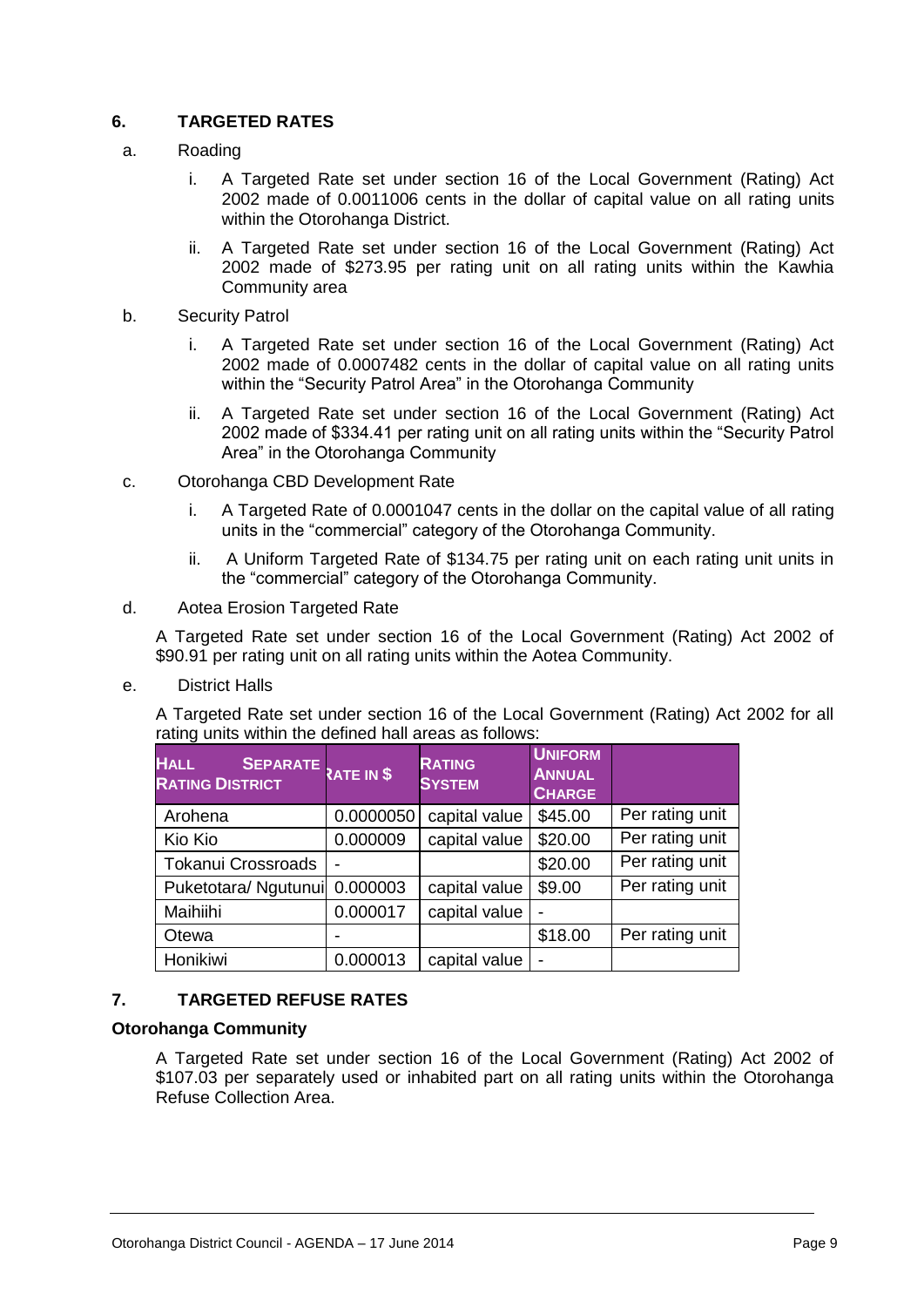## 6. TARGETED RATES

a. Roading

   i. A Targeted Rate set under section 16 of the Local Government (Rating) Act 2002 made of 0.0011006 cents in the dollar of capital value on all rating units within the Otorohanga District.

   ii. A Targeted Rate set under section 16 of the Local Government (Rating) Act 2002 made of $273.95 per rating unit on all rating units within the Kawhia Community area

b. Security Patrol

   i. A Targeted Rate set under section 16 of the Local Government (Rating) Act 2002 made of 0.0007482 cents in the dollar of capital value on all rating units within the "Security Patrol Area" in the Otorohanga Community

   ii. A Targeted Rate set under section 16 of the Local Government (Rating) Act 2002 made of $334.41 per rating unit on all rating units within the "Security Patrol Area" in the Otorohanga Community

c. Otorohanga CBD Development Rate

   i. A Targeted Rate of 0.0001047 cents in the dollar on the capital value of all rating units in the "commercial" category of the Otorohanga Community.

   ii. A Uniform Targeted Rate of $134.75 per rating unit on each rating unit units in the "commercial" category of the Otorohanga Community.

d. Aotea Erosion Targeted Rate

A Targeted Rate set under section 16 of the Local Government (Rating) Act 2002 of $90.91 per rating unit on all rating units within the Aotea Community.

e. District Halls

A Targeted Rate set under section 16 of the Local Government (Rating) Act 2002 for all rating units within the defined hall areas as follows:

| HALL SEPARATE RATING DISTRICT | RATE IN $ | RATING SYSTEM | UNIFORM ANNUAL CHARGE | |
|---|---|---|---|---|
| Arohena | 0.0000050 | capital value | $45.00 | Per rating unit |
| Kio Kio | 0.000009 | capital value | $20.00 | Per rating unit |
| Tokanui Crossroads | - | | $20.00 | Per rating unit |
| Puketotara/ Ngutunui | 0.000003 | capital value | $9.00 | Per rating unit |
| Maihiihi | 0.000017 | capital value | - | |
| Otewa | - | | $18.00 | Per rating unit |
| Honikiwi | 0.000013 | capital value | - | |

## 7. TARGETED REFUSE RATES

**Otorohanga Community**

A Targeted Rate set under section 16 of the Local Government (Rating) Act 2002 of $107.03 per separately used or inhabited part on all rating units within the Otorohanga Refuse Collection Area.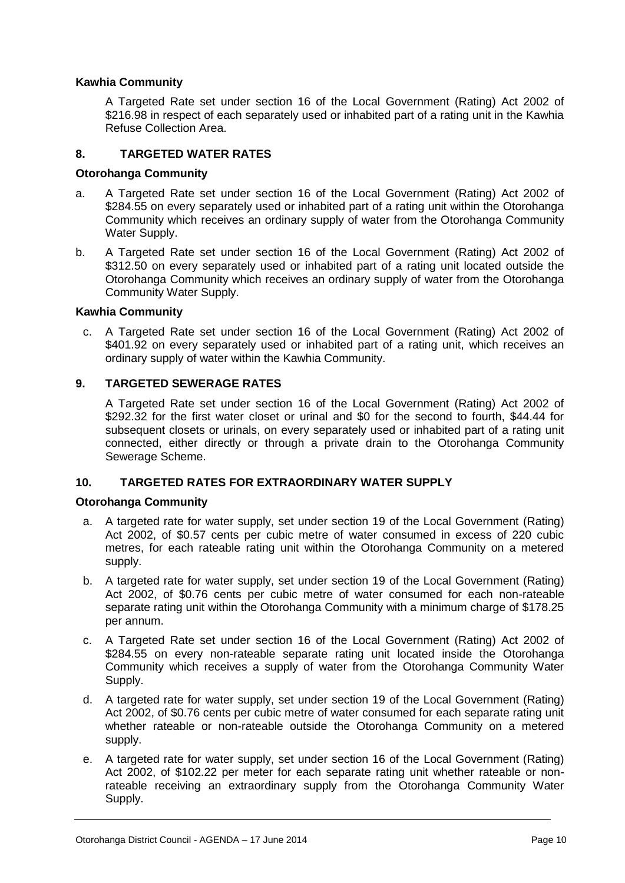**Kawhia Community**

A Targeted Rate set under section 16 of the Local Government (Rating) Act 2002 of $216.98 in respect of each separately used or inhabited part of a rating unit in the Kawhia Refuse Collection Area.

## 8. TARGETED WATER RATES

**Otorohanga Community**

a. A Targeted Rate set under section 16 of the Local Government (Rating) Act 2002 of $284.55 on every separately used or inhabited part of a rating unit within the Otorohanga Community which receives an ordinary supply of water from the Otorohanga Community Water Supply.

b. A Targeted Rate set under section 16 of the Local Government (Rating) Act 2002 of $312.50 on every separately used or inhabited part of a rating unit located outside the Otorohanga Community which receives an ordinary supply of water from the Otorohanga Community Water Supply.

**Kawhia Community**

c. A Targeted Rate set under section 16 of the Local Government (Rating) Act 2002 of $401.92 on every separately used or inhabited part of a rating unit, which receives an ordinary supply of water within the Kawhia Community.

## 9. TARGETED SEWERAGE RATES

A Targeted Rate set under section 16 of the Local Government (Rating) Act 2002 of $292.32 for the first water closet or urinal and $0 for the second to fourth, $44.44 for subsequent closets or urinals, on every separately used or inhabited part of a rating unit connected, either directly or through a private drain to the Otorohanga Community Sewerage Scheme.

## 10. TARGETED RATES FOR EXTRAORDINARY WATER SUPPLY

**Otorohanga Community**

a. A targeted rate for water supply, set under section 19 of the Local Government (Rating) Act 2002, of $0.57 cents per cubic metre of water consumed in excess of 220 cubic metres, for each rateable rating unit within the Otorohanga Community on a metered supply.

b. A targeted rate for water supply, set under section 19 of the Local Government (Rating) Act 2002, of $0.76 cents per cubic metre of water consumed for each non-rateable separate rating unit within the Otorohanga Community with a minimum charge of $178.25 per annum.

c. A Targeted Rate set under section 16 of the Local Government (Rating) Act 2002 of $284.55 on every non-rateable separate rating unit located inside the Otorohanga Community which receives a supply of water from the Otorohanga Community Water Supply.

d. A targeted rate for water supply, set under section 19 of the Local Government (Rating) Act 2002, of $0.76 cents per cubic metre of water consumed for each separate rating unit whether rateable or non-rateable outside the Otorohanga Community on a metered supply.

e. A targeted rate for water supply, set under section 16 of the Local Government (Rating) Act 2002, of $102.22 per meter for each separate rating unit whether rateable or non-rateable receiving an extraordinary supply from the Otorohanga Community Water Supply.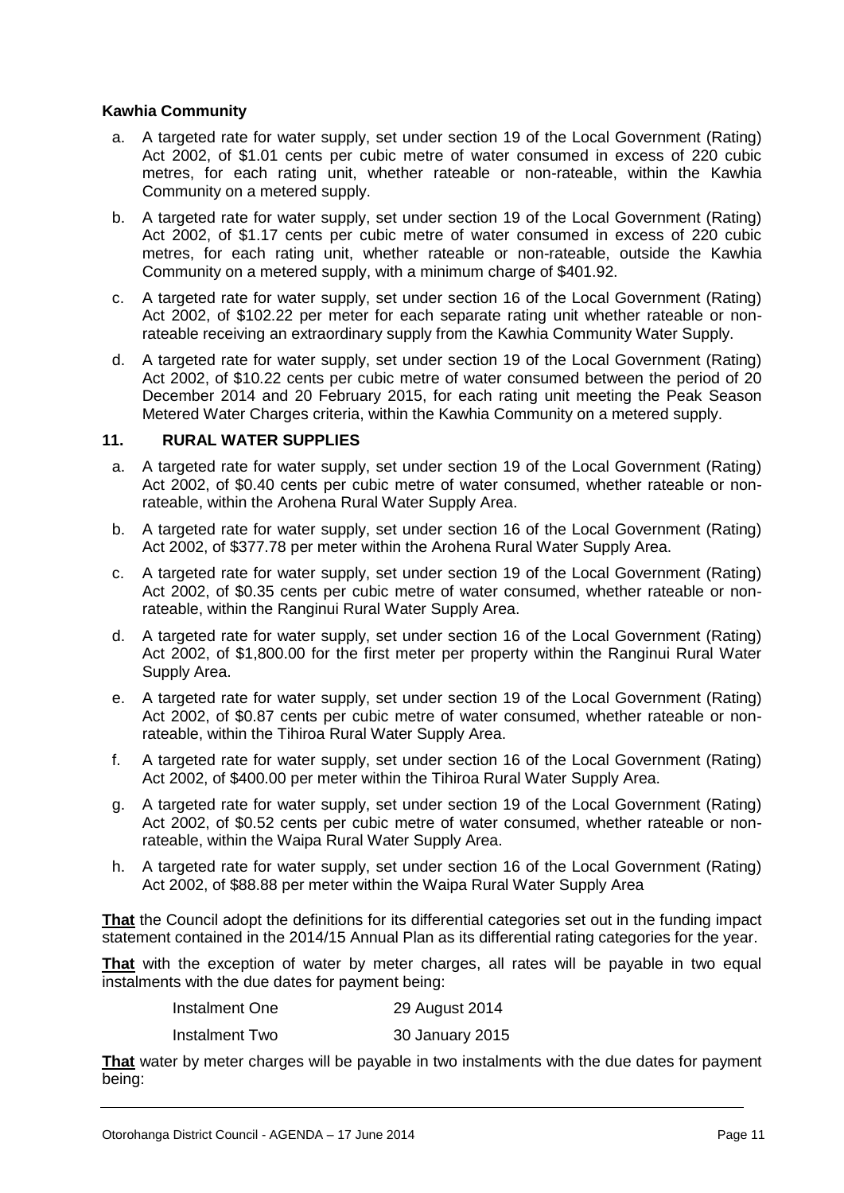**Kawhia Community**

a. A targeted rate for water supply, set under section 19 of the Local Government (Rating) Act 2002, of $1.01 cents per cubic metre of water consumed in excess of 220 cubic metres, for each rating unit, whether rateable or non-rateable, within the Kawhia Community on a metered supply.

b. A targeted rate for water supply, set under section 19 of the Local Government (Rating) Act 2002, of $1.17 cents per cubic metre of water consumed in excess of 220 cubic metres, for each rating unit, whether rateable or non-rateable, outside the Kawhia Community on a metered supply, with a minimum charge of $401.92.

c. A targeted rate for water supply, set under section 16 of the Local Government (Rating) Act 2002, of $102.22 per meter for each separate rating unit whether rateable or non-rateable receiving an extraordinary supply from the Kawhia Community Water Supply.

d. A targeted rate for water supply, set under section 19 of the Local Government (Rating) Act 2002, of $10.22 cents per cubic metre of water consumed between the period of 20 December 2014 and 20 February 2015, for each rating unit meeting the Peak Season Metered Water Charges criteria, within the Kawhia Community on a metered supply.

## 11. RURAL WATER SUPPLIES

a. A targeted rate for water supply, set under section 19 of the Local Government (Rating) Act 2002, of $0.40 cents per cubic metre of water consumed, whether rateable or non-rateable, within the Arohena Rural Water Supply Area.

b. A targeted rate for water supply, set under section 16 of the Local Government (Rating) Act 2002, of $377.78 per meter within the Arohena Rural Water Supply Area.

c. A targeted rate for water supply, set under section 19 of the Local Government (Rating) Act 2002, of $0.35 cents per cubic metre of water consumed, whether rateable or non-rateable, within the Ranginui Rural Water Supply Area.

d. A targeted rate for water supply, set under section 16 of the Local Government (Rating) Act 2002, of $1,800.00 for the first meter per property within the Ranginui Rural Water Supply Area.

e. A targeted rate for water supply, set under section 19 of the Local Government (Rating) Act 2002, of $0.87 cents per cubic metre of water consumed, whether rateable or non-rateable, within the Tihiroa Rural Water Supply Area.

f. A targeted rate for water supply, set under section 16 of the Local Government (Rating) Act 2002, of $400.00 per meter within the Tihiroa Rural Water Supply Area.

g. A targeted rate for water supply, set under section 19 of the Local Government (Rating) Act 2002, of $0.52 cents per cubic metre of water consumed, whether rateable or non-rateable, within the Waipa Rural Water Supply Area.

h. A targeted rate for water supply, set under section 16 of the Local Government (Rating) Act 2002, of $88.88 per meter within the Waipa Rural Water Supply Area

**That** the Council adopt the definitions for its differential categories set out in the funding impact statement contained in the 2014/15 Annual Plan as its differential rating categories for the year.

**That** with the exception of water by meter charges, all rates will be payable in two equal instalments with the due dates for payment being:

| | |
|---|---|
| Instalment One | 29 August 2014 |
| Instalment Two | 30 January 2015 |

**That** water by meter charges will be payable in two instalments with the due dates for payment being: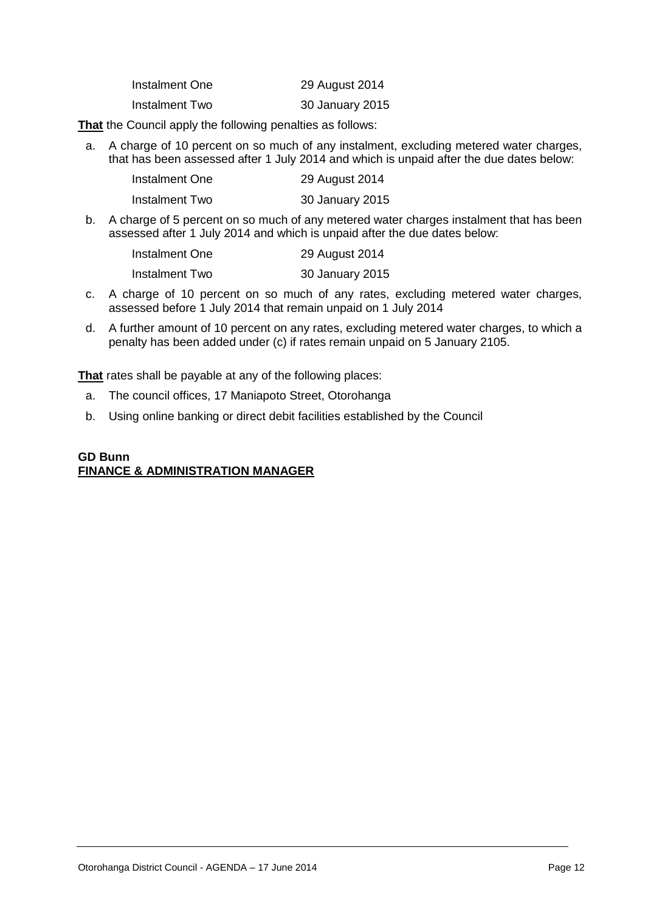| Instalment One | 29 August 2014 |
|---|---|
| Instalment Two | 30 January 2015 |

**That** the Council apply the following penalties as follows:

a. A charge of 10 percent on so much of any instalment, excluding metered water charges, that has been assessed after 1 July 2014 and which is unpaid after the due dates below:

| Instalment One | 29 August 2014 |
|---|---|
| Instalment Two | 30 January 2015 |

b. A charge of 5 percent on so much of any metered water charges instalment that has been assessed after 1 July 2014 and which is unpaid after the due dates below:

| Instalment One | 29 August 2014 |
|---|---|
| Instalment Two | 30 January 2015 |

c. A charge of 10 percent on so much of any rates, excluding metered water charges, assessed before 1 July 2014 that remain unpaid on 1 July 2014

d. A further amount of 10 percent on any rates, excluding metered water charges, to which a penalty has been added under (c) if rates remain unpaid on 5 January 2105.

**That** rates shall be payable at any of the following places:

a. The council offices, 17 Maniapoto Street, Otorohanga

b. Using online banking or direct debit facilities established by the Council

**GD Bunn**
**FINANCE & ADMINISTRATION MANAGER**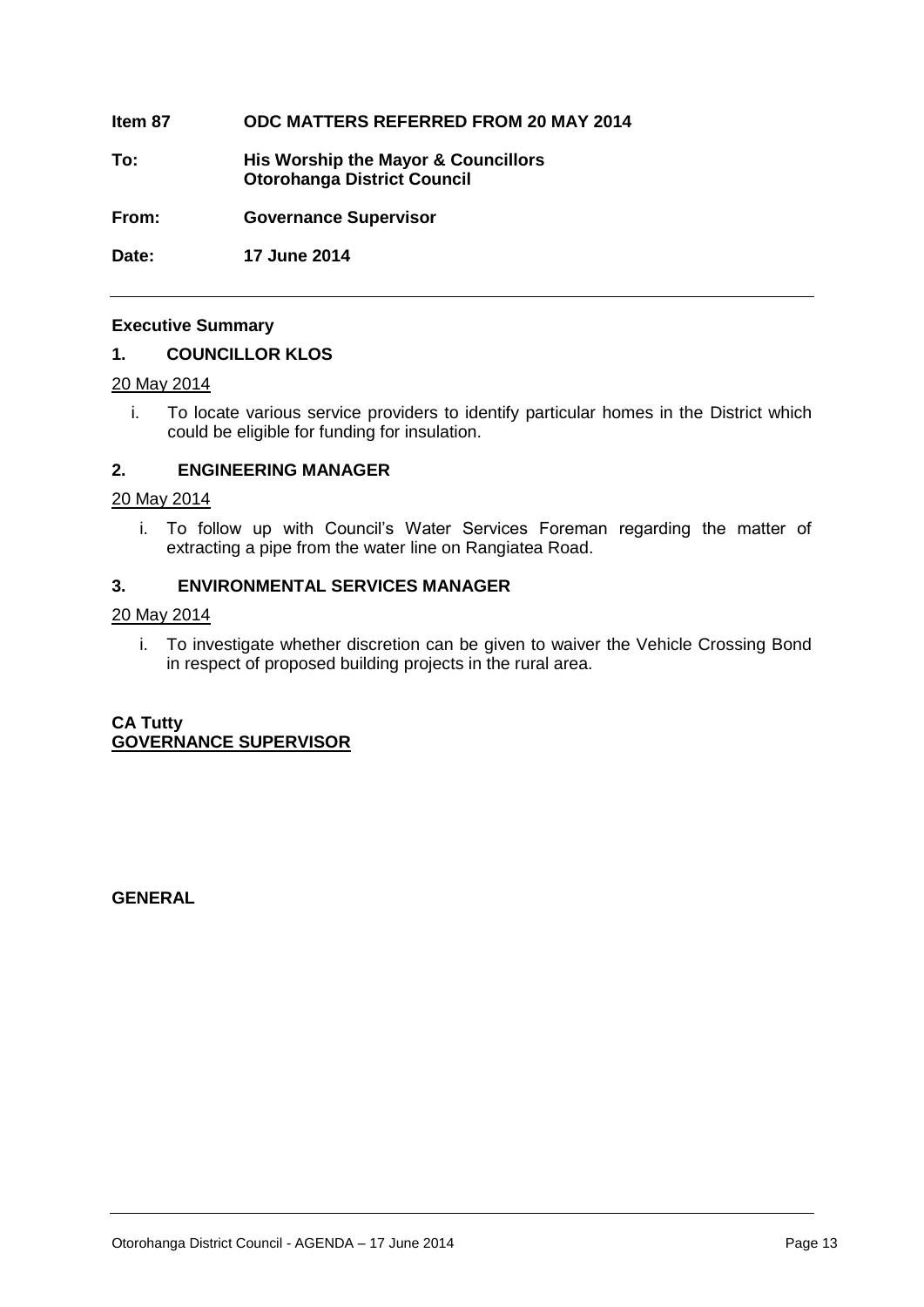**Item 87 ODC MATTERS REFERRED FROM 20 MAY 2014**

**To: His Worship the Mayor & Councillors**
**Otorohanga District Council**

**From: Governance Supervisor**

**Date: 17 June 2014**

---

**Executive Summary**

## 1. COUNCILLOR KLOS

<u>20 May 2014</u>

i. To locate various service providers to identify particular homes in the District which could be eligible for funding for insulation.

## 2. ENGINEERING MANAGER

<u>20 May 2014</u>

i. To follow up with Council's Water Services Foreman regarding the matter of extracting a pipe from the water line on Rangiatea Road.

## 3. ENVIRONMENTAL SERVICES MANAGER

<u>20 May 2014</u>

i. To investigate whether discretion can be given to waiver the Vehicle Crossing Bond in respect of proposed building projects in the rural area.

**CA Tutty**
**<u>GOVERNANCE SUPERVISOR</u>**

**GENERAL**